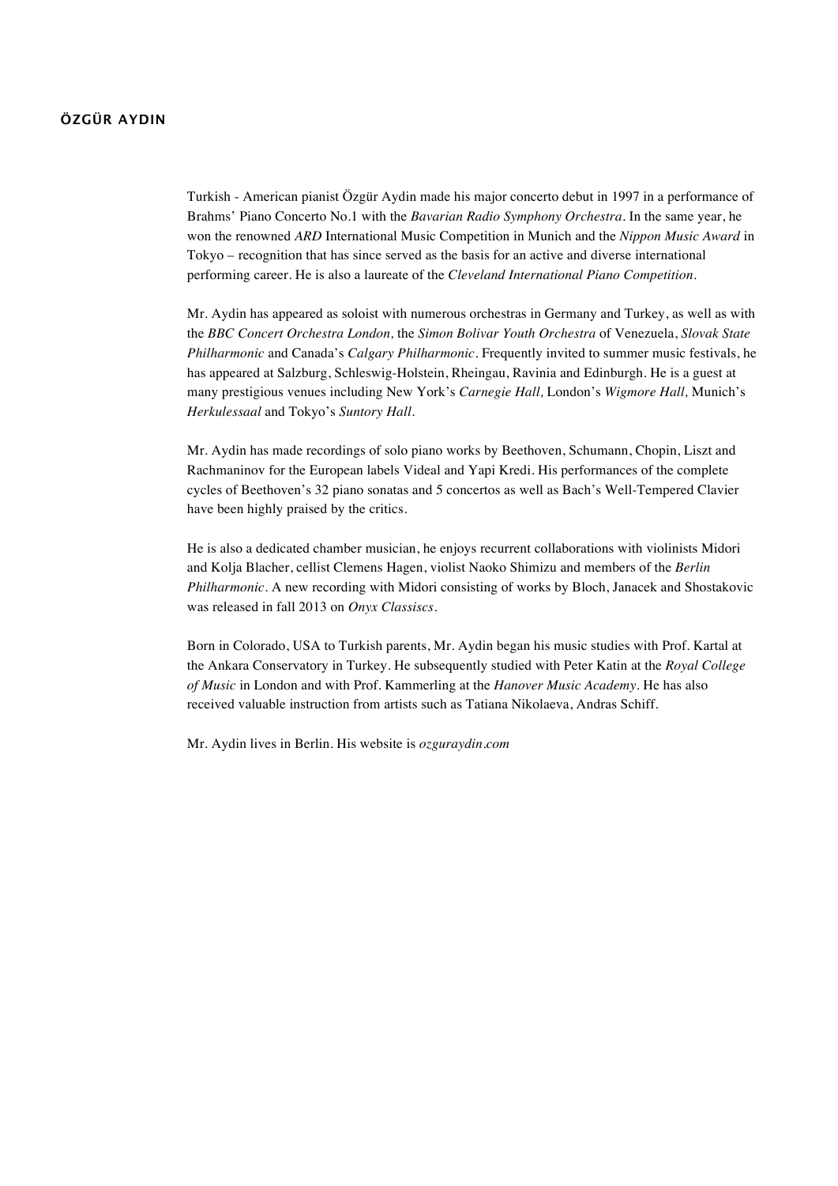# ÖZGÜR AYDIN

Turkish - American pianist Özgür Aydin made his major concerto debut in 1997 in a performance of Brahms' Piano Concerto No.1 with the *Bavarian Radio Symphony Orchestra*. In the same year, he won the renowned *ARD* International Music Competition in Munich and the *Nippon Music Award* in Tokyo – recognition that has since served as the basis for an active and diverse international performing career. He is also a laureate of the *Cleveland International Piano Competition*.

Mr. Aydin has appeared as soloist with numerous orchestras in Germany and Turkey, as well as with the *BBC Concert Orchestra London,* the *Simon Bolivar Youth Orchestra* of Venezuela, *Slovak State Philharmonic* and Canada's *Calgary Philharmonic*. Frequently invited to summer music festivals, he has appeared at Salzburg, Schleswig-Holstein, Rheingau, Ravinia and Edinburgh. He is a guest at many prestigious venues including New York's *Carnegie Hall,* London's *Wigmore Hall,* Munich's *Herkulessaal* and Tokyo's *Suntory Hall*.

Mr. Aydin has made recordings of solo piano works by Beethoven, Schumann, Chopin, Liszt and Rachmaninov for the European labels Videal and Yapi Kredi. His performances of the complete cycles of Beethoven's 32 piano sonatas and 5 concertos as well as Bach's Well-Tempered Clavier have been highly praised by the critics.

He is also a dedicated chamber musician, he enjoys recurrent collaborations with violinists Midori and Kolja Blacher, cellist Clemens Hagen, violist Naoko Shimizu and members of the *Berlin Philharmonic*. A new recording with Midori consisting of works by Bloch, Janacek and Shostakovic was released in fall 2013 on *Onyx Classiscs*.

Born in Colorado, USA to Turkish parents, Mr. Aydin began his music studies with Prof. Kartal at the Ankara Conservatory in Turkey. He subsequently studied with Peter Katin at the *Royal College of Music* in London and with Prof. Kammerling at the *Hanover Music Academy*. He has also received valuable instruction from artists such as Tatiana Nikolaeva, Andras Schiff.

Mr. Aydin lives in Berlin. His website is *ozguraydin.com*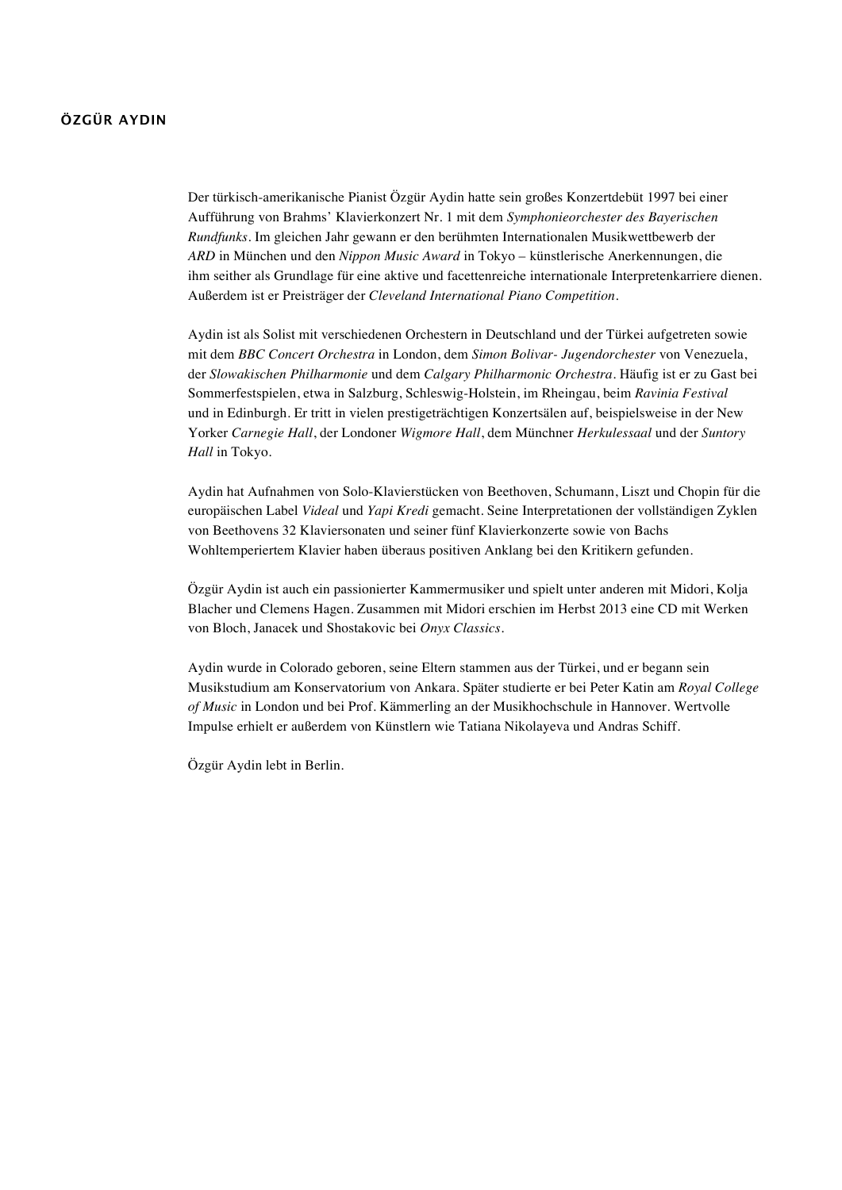## ÖZGÜR AYDIN

Der türkisch-amerikanische Pianist Özgür Aydin hatte sein großes Konzertdebüt 1997 bei einer Aufführung von Brahms' Klavierkonzert Nr. 1 mit dem *Symphonieorchester des Bayerischen Rundfunks*. Im gleichen Jahr gewann er den berühmten Internationalen Musikwettbewerb der *ARD* in München und den *Nippon Music Award* in Tokyo – künstlerische Anerkennungen, die ihm seither als Grundlage für eine aktive und facettenreiche internationale Interpretenkarriere dienen. Außerdem ist er Preisträger der *Cleveland International Piano Competition*.

Aydin ist als Solist mit verschiedenen Orchestern in Deutschland und der Türkei aufgetreten sowie mit dem *BBC Concert Orchestra* in London, dem *Simon Bolivar- Jugendorchester* von Venezuela, der *Slowakischen Philharmonie* und dem *Calgary Philharmonic Orchestra*. Häufig ist er zu Gast bei Sommerfestspielen, etwa in Salzburg, Schleswig-Holstein, im Rheingau, beim *Ravinia Festival* und in Edinburgh. Er tritt in vielen prestigeträchtigen Konzertsälen auf, beispielsweise in der New Yorker *Carnegie Hall*, der Londoner *Wigmore Hall*, dem Münchner *Herkulessaal* und der *Suntory Hall* in Tokyo.

Aydin hat Aufnahmen von Solo-Klavierstücken von Beethoven, Schumann, Liszt und Chopin für die europäischen Label *Videal* und *Yapi Kredi* gemacht. Seine Interpretationen der vollständigen Zyklen von Beethovens 32 Klaviersonaten und seiner fünf Klavierkonzerte sowie von Bachs Wohltemperiertem Klavier haben überaus positiven Anklang bei den Kritikern gefunden.

Özgür Aydin ist auch ein passionierter Kammermusiker und spielt unter anderen mit Midori, Kolja Blacher und Clemens Hagen. Zusammen mit Midori erschien im Herbst 2013 eine CD mit Werken von Bloch, Janacek und Shostakovic bei *Onyx Classics*.

Aydin wurde in Colorado geboren, seine Eltern stammen aus der Türkei, und er begann sein Musikstudium am Konservatorium von Ankara. Später studierte er bei Peter Katin am *Royal College of Music* in London und bei Prof. Kämmerling an der Musikhochschule in Hannover. Wertvolle Impulse erhielt er außerdem von Künstlern wie Tatiana Nikolayeva und Andras Schiff.

Özgür Aydin lebt in Berlin.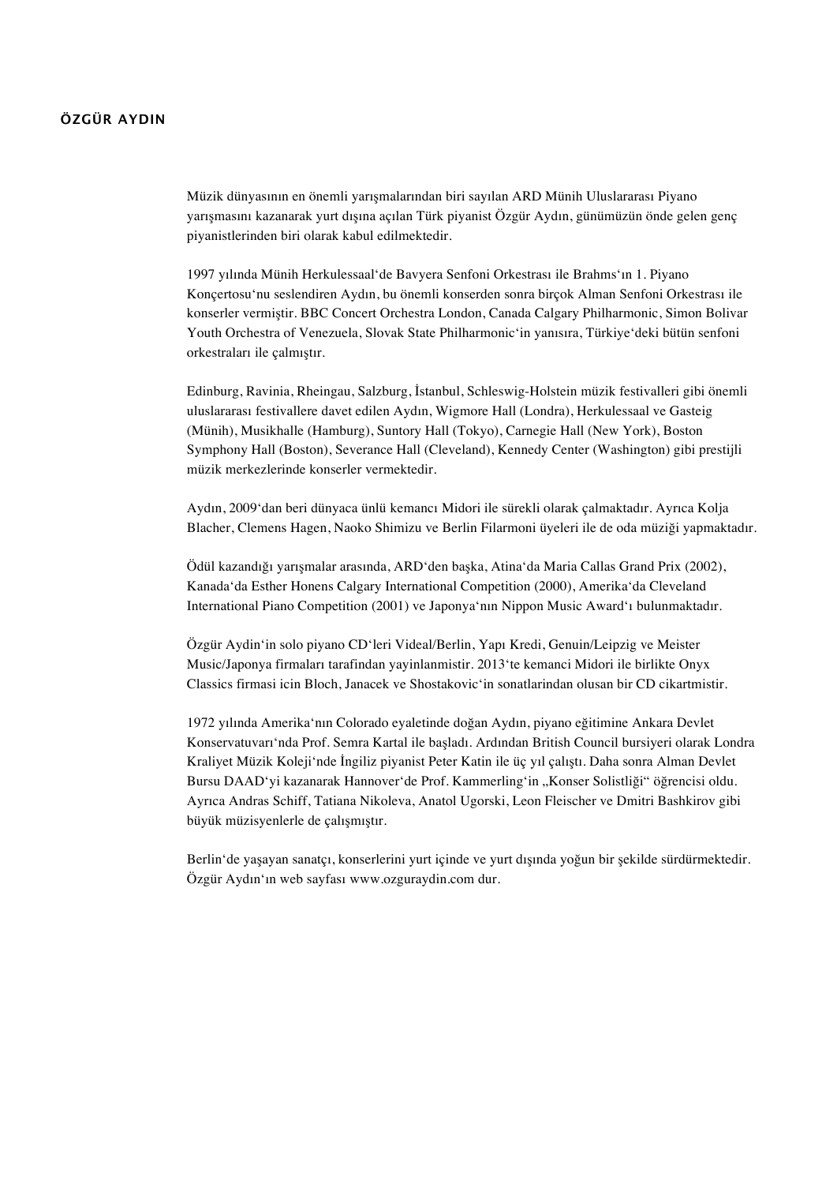# ÖZGÜR AYDIN

Müzik dünyasının en önemli yarışmalarından biri sayılan ARD Münih Uluslararası Piyano yarışmasını kazanarak yurt dışına açılan Türk piyanist Özgür Aydın, günümüzün önde gelen genç piyanistlerinden biri olarak kabul edilmektedir.

1997 yılında Münih Herkulessaal'de Bavyera Senfoni Orkestrası ile Brahms'ın 1. Piyano Konçertosu'nu seslendiren Aydın, bu önemli konserden sonra birçok Alman Senfoni Orkestrası ile konserler vermiştir. BBC Concert Orchestra London, Canada Calgary Philharmonic, Simon Bolivar Youth Orchestra of Venezuela, Slovak State Philharmonic'in yanısıra, Türkiye'deki bütün senfoni orkestraları ile çalmıştır.

Edinburg, Ravinia, Rheingau, Salzburg, İstanbul, Schleswig-Holstein müzik festivalleri gibi önemli uluslararası festivallere davet edilen Aydın, Wigmore Hall (Londra), Herkulessaal ve Gasteig (Münih), Musikhalle (Hamburg), Suntory Hall (Tokyo), Carnegie Hall (New York), Boston Symphony Hall (Boston), Severance Hall (Cleveland), Kennedy Center (Washington) gibi prestijli müzik merkezlerinde konserler vermektedir.

Aydın, 2009'dan beri dünyaca ünlü kemancı Midori ile sürekli olarak çalmaktadır. Ayrıca Kolja Blacher, Clemens Hagen, Naoko Shimizu ve Berlin Filarmoni üyeleri ile de oda müziği yapmaktadır.

Ödül kazandığı yarışmalar arasında, ARD'den başka, Atina'da Maria Callas Grand Prix (2002), Kanada'da Esther Honens Calgary International Competition (2000), Amerika'da Cleveland International Piano Competition (2001) ve Japonya'nın Nippon Music Award'ı bulunmaktadır.

Özgür Aydin'in solo piyano CD'leri Videal/Berlin, Yapı Kredi, Genuin/Leipzig ve Meister Music/Japonya firmaları tarafindan yayinlanmistir. 2013'te kemanci Midori ile birlikte Onyx Classics firmasi icin Bloch, Janacek ve Shostakovic'in sonatlarindan olusan bir CD cikartmistir.

1972 yılında Amerika'nın Colorado eyaletinde doğan Aydın, piyano eğitimine Ankara Devlet Konservatuvarı'nda Prof. Semra Kartal ile başladı. Ardından British Council bursiyeri olarak Londra Kraliyet Müzik Koleji'nde İngiliz piyanist Peter Katin ile üç yıl çalıştı. Daha sonra Alman Devlet Bursu DAAD'yi kazanarak Hannover'de Prof. Kammerling'in „Konser Solistliği" öğrencisi oldu. Ayrıca Andras Schiff, Tatiana Nikoleva, Anatol Ugorski, Leon Fleischer ve Dmitri Bashkirov gibi büyük müzisyenlerle de çalışmıştır.

Berlin'de yaşayan sanatçı, konserlerini yurt içinde ve yurt dışında yoğun bir şekilde sürdürmektedir. Özgür Aydın'ın web sayfası www.ozguraydin.com dur.